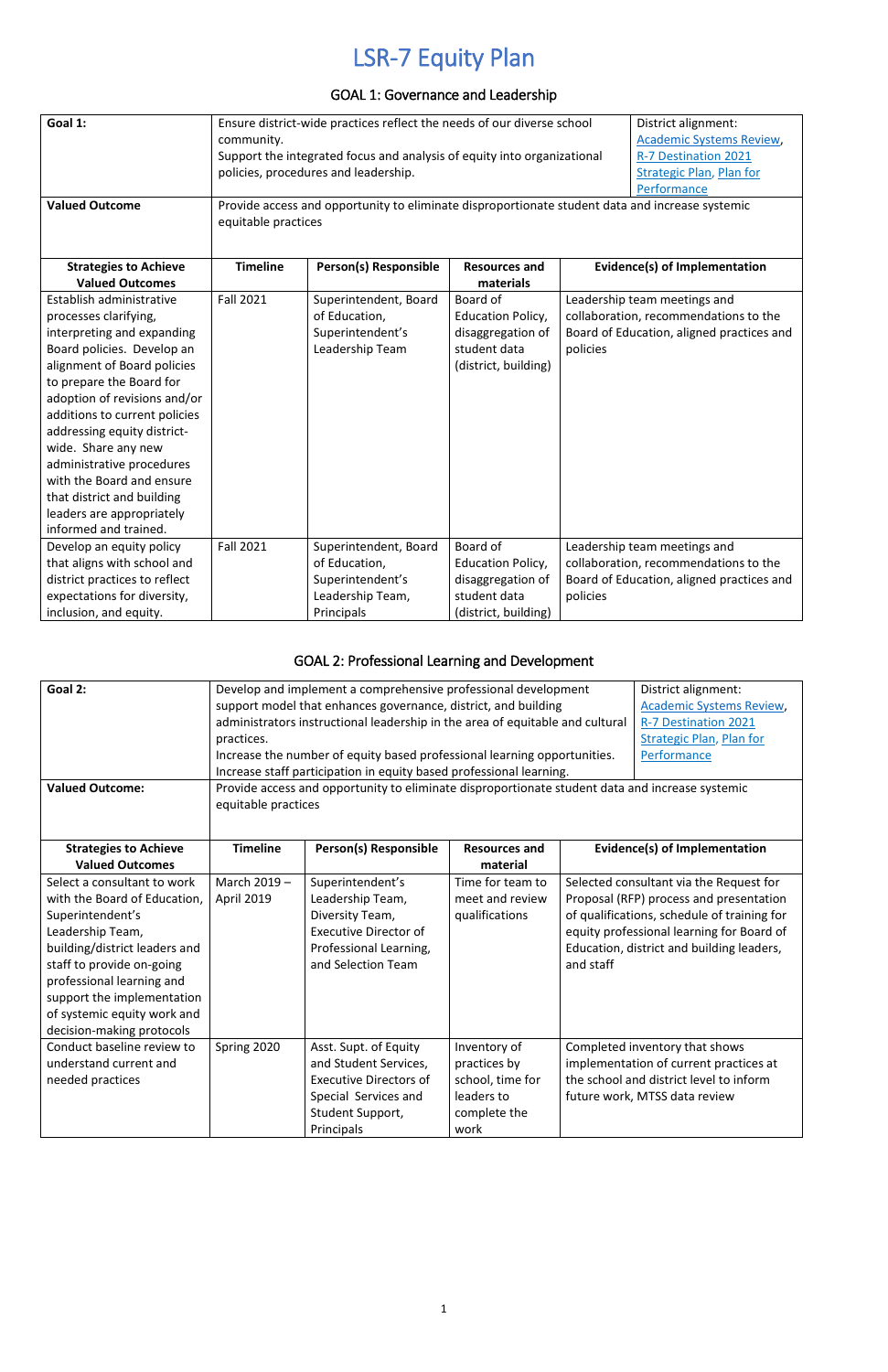# LSR-7 Equity Plan

## GOAL 1: Governance and Leadership

| **Goal 1:** | Ensure district-wide practices reflect the needs of our diverse school community.<br>Support the integrated focus and analysis of equity into organizational policies, procedures and leadership. | | | District alignment: Academic Systems Review, R-7 Destination 2021 Strategic Plan, Plan for Performance |
|---|---|---|---|---|
| **Valued Outcome** | Provide access and opportunity to eliminate disproportionate student data and increase systemic equitable practices | | | |
| **Strategies to Achieve Valued Outcomes** | **Timeline** | **Person(s) Responsible** | **Resources and materials** | **Evidence(s) of Implementation** |
| Establish administrative processes clarifying, interpreting and expanding Board policies. Develop an alignment of Board policies to prepare the Board for adoption of revisions and/or additions to current policies addressing equity district-wide. Share any new administrative procedures with the Board and ensure that district and building leaders are appropriately informed and trained. | Fall 2021 | Superintendent, Board of Education, Superintendent's Leadership Team | Board of Education Policy, disaggregation of student data (district, building) | Leadership team meetings and collaboration, recommendations to the Board of Education, aligned practices and policies |
| Develop an equity policy that aligns with school and district practices to reflect expectations for diversity, inclusion, and equity. | Fall 2021 | Superintendent, Board of Education, Superintendent's Leadership Team, Principals | Board of Education Policy, disaggregation of student data (district, building) | Leadership team meetings and collaboration, recommendations to the Board of Education, aligned practices and policies |

## GOAL 2: Professional Learning and Development

| **Goal 2:** | Develop and implement a comprehensive professional development support model that enhances governance, district, and building administrators instructional leadership in the area of equitable and cultural practices.<br>Increase the number of equity based professional learning opportunities.<br>Increase staff participation in equity based professional learning. | | | District alignment: Academic Systems Review, R-7 Destination 2021 Strategic Plan, Plan for Performance |
|---|---|---|---|---|
| **Valued Outcome:** | Provide access and opportunity to eliminate disproportionate student data and increase systemic equitable practices | | | |
| **Strategies to Achieve Valued Outcomes** | **Timeline** | **Person(s) Responsible** | **Resources and material** | **Evidence(s) of Implementation** |
| Select a consultant to work with the Board of Education, Superintendent's Leadership Team, building/district leaders and staff to provide on-going professional learning and support the implementation of systemic equity work and decision-making protocols | March 2019 – April 2019 | Superintendent's Leadership Team, Diversity Team, Executive Director of Professional Learning, and Selection Team | Time for team to meet and review qualifications | Selected consultant via the Request for Proposal (RFP) process and presentation of qualifications, schedule of training for equity professional learning for Board of Education, district and building leaders, and staff |
| Conduct baseline review to understand current and needed practices | Spring 2020 | Asst. Supt. of Equity and Student Services, Executive Directors of Special Services and Student Support, Principals | Inventory of practices by school, time for leaders to complete the work | Completed inventory that shows implementation of current practices at the school and district level to inform future work, MTSS data review |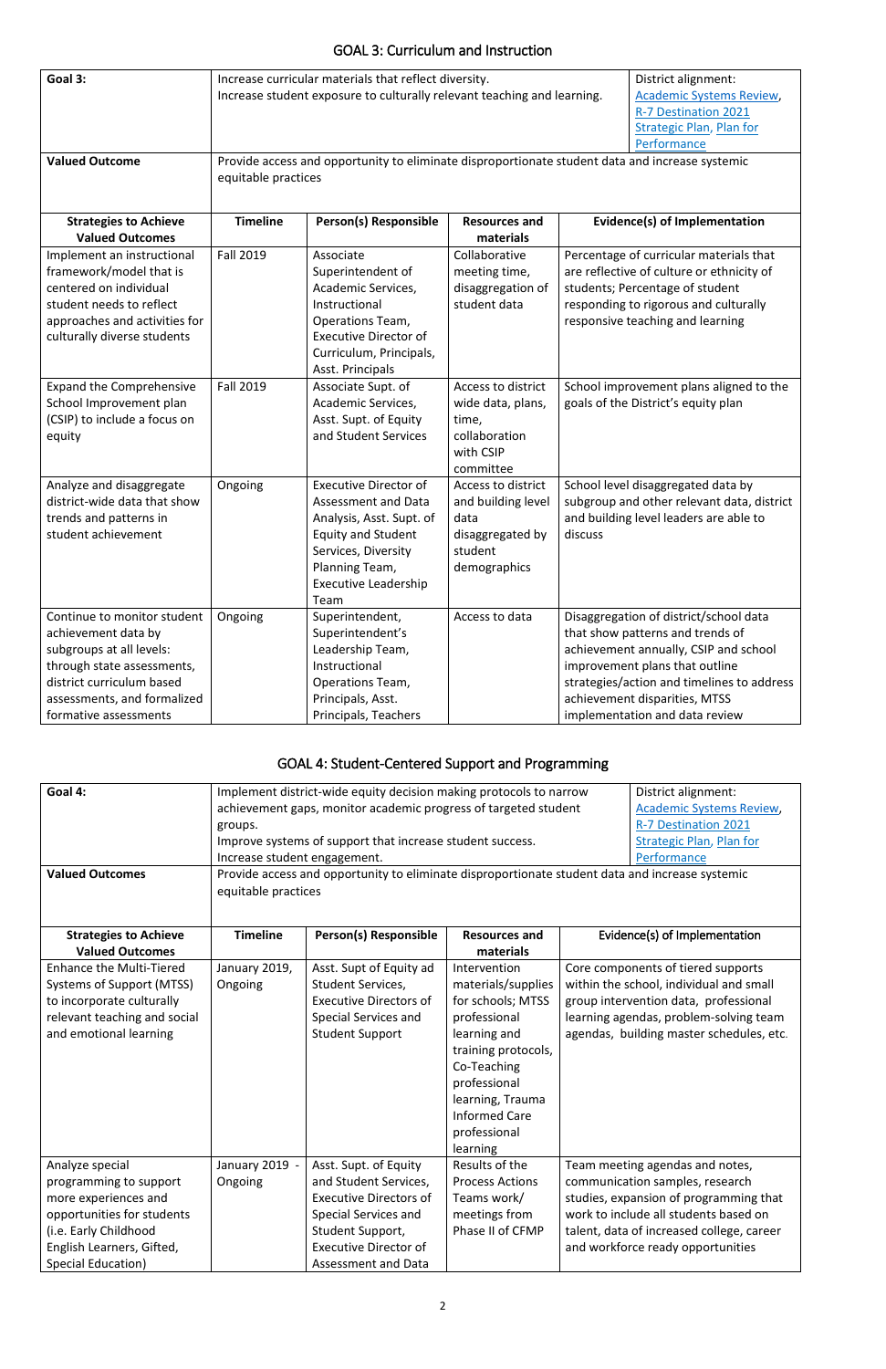## GOAL 3: Curriculum and Instruction

| **Goal 3:** | Increase curricular materials that reflect diversity. Increase student exposure to culturally relevant teaching and learning. | | | District alignment: Academic Systems Review, R-7 Destination 2021 Strategic Plan, Plan for Performance |
|---|---|---|---|---|
| **Valued Outcome** | Provide access and opportunity to eliminate disproportionate student data and increase systemic equitable practices | | | |
| **Strategies to Achieve Valued Outcomes** | **Timeline** | **Person(s) Responsible** | **Resources and materials** | **Evidence(s) of Implementation** |
| Implement an instructional framework/model that is centered on individual student needs to reflect approaches and activities for culturally diverse students | Fall 2019 | Associate Superintendent of Academic Services, Instructional Operations Team, Executive Director of Curriculum, Principals, Asst. Principals | Collaborative meeting time, disaggregation of student data | Percentage of curricular materials that are reflective of culture or ethnicity of students; Percentage of student responding to rigorous and culturally responsive teaching and learning |
| Expand the Comprehensive School Improvement plan (CSIP) to include a focus on equity | Fall 2019 | Associate Supt. of Academic Services, Asst. Supt. of Equity and Student Services | Access to district wide data, plans, time, collaboration with CSIP committee | School improvement plans aligned to the goals of the District's equity plan |
| Analyze and disaggregate district-wide data that show trends and patterns in student achievement | Ongoing | Executive Director of Assessment and Data Analysis, Asst. Supt. of Equity and Student Services, Diversity Planning Team, Executive Leadership Team | Access to district and building level data disaggregated by student demographics | School level disaggregated data by subgroup and other relevant data, district and building level leaders are able to discuss |
| Continue to monitor student achievement data by subgroups at all levels: through state assessments, district curriculum based assessments, and formalized formative assessments | Ongoing | Superintendent, Superintendent's Leadership Team, Instructional Operations Team, Principals, Asst. Principals, Teachers | Access to data | Disaggregation of district/school data that show patterns and trends of achievement annually, CSIP and school improvement plans that outline strategies/action and timelines to address achievement disparities, MTSS implementation and data review |

## GOAL 4: Student-Centered Support and Programming

| **Goal 4:** | Implement district-wide equity decision making protocols to narrow achievement gaps, monitor academic progress of targeted student groups. Improve systems of support that increase student success. Increase student engagement. | | | District alignment: Academic Systems Review, R-7 Destination 2021 Strategic Plan, Plan for Performance |
|---|---|---|---|---|
| **Valued Outcomes** | Provide access and opportunity to eliminate disproportionate student data and increase systemic equitable practices | | | |
| **Strategies to Achieve Valued Outcomes** | **Timeline** | **Person(s) Responsible** | **Resources and materials** | **Evidence(s) of Implementation** |
| Enhance the Multi-Tiered Systems of Support (MTSS) to incorporate culturally relevant teaching and social and emotional learning | January 2019, Ongoing | Asst. Supt of Equity ad Student Services, Executive Directors of Special Services and Student Support | Intervention materials/supplies for schools; MTSS professional learning and training protocols, Co-Teaching professional learning, Trauma Informed Care professional learning | Core components of tiered supports within the school, individual and small group intervention data, professional learning agendas, problem-solving team agendas, building master schedules, etc. |
| Analyze special programming to support more experiences and opportunities for students (i.e. Early Childhood English Learners, Gifted, Special Education) | January 2019 - Ongoing | Asst. Supt. of Equity and Student Services, Executive Directors of Special Services and Student Support, Executive Director of Assessment and Data | Results of the Process Actions Teams work/ meetings from Phase II of CFMP | Team meeting agendas and notes, communication samples, research studies, expansion of programming that work to include all students based on talent, data of increased college, career and workforce ready opportunities |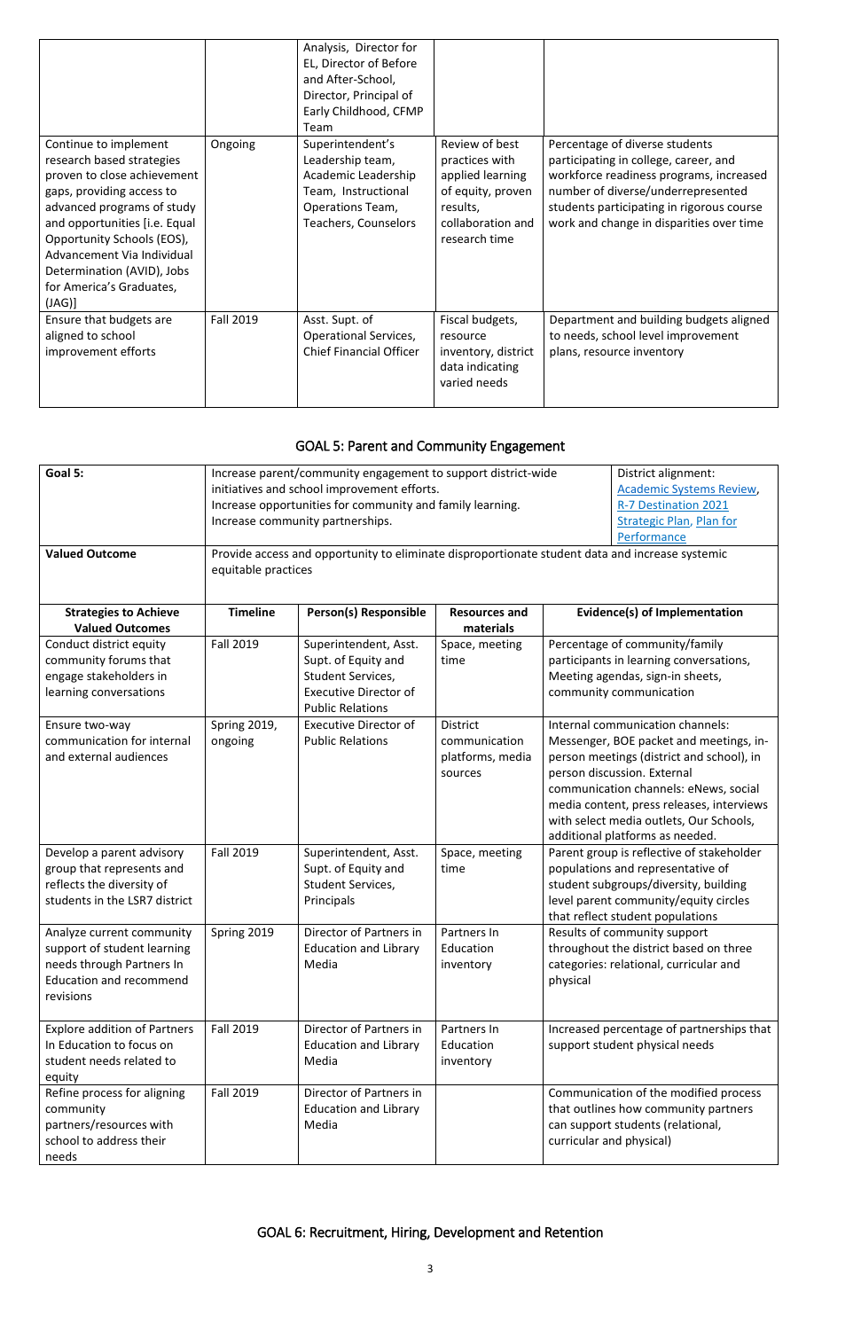| | | Analysis, Director for EL, Director of Before and After-School, Director, Principal of Early Childhood, CFMP Team | | |
|---|---|---|---|---|
| Continue to implement research based strategies proven to close achievement gaps, providing access to advanced programs of study and opportunities [i.e. Equal Opportunity Schools (EOS), Advancement Via Individual Determination (AVID), Jobs for America's Graduates, (JAG)] | Ongoing | Superintendent's Leadership team, Academic Leadership Team, Instructional Operations Team, Teachers, Counselors | Review of best practices with applied learning of equity, proven results, collaboration and research time | Percentage of diverse students participating in college, career, and workforce readiness programs, increased number of diverse/underrepresented students participating in rigorous course work and change in disparities over time |
| Ensure that budgets are aligned to school improvement efforts | Fall 2019 | Asst. Supt. of Operational Services, Chief Financial Officer | Fiscal budgets, resource inventory, district data indicating varied needs | Department and building budgets aligned to needs, school level improvement plans, resource inventory |

## GOAL 5: Parent and Community Engagement

| Goal 5: | Increase parent/community engagement to support district-wide initiatives and school improvement efforts. Increase opportunities for community and family learning. Increase community partnerships. | | | District alignment: Academic Systems Review, R-7 Destination 2021 Strategic Plan, Plan for Performance |
|---|---|---|---|---|
| **Valued Outcome** | Provide access and opportunity to eliminate disproportionate student data and increase systemic equitable practices | | | |
| **Strategies to Achieve Valued Outcomes** | **Timeline** | **Person(s) Responsible** | **Resources and materials** | **Evidence(s) of Implementation** |
| Conduct district equity community forums that engage stakeholders in learning conversations | Fall 2019 | Superintendent, Asst. Supt. of Equity and Student Services, Executive Director of Public Relations | Space, meeting time | Percentage of community/family participants in learning conversations, Meeting agendas, sign-in sheets, community communication |
| Ensure two-way communication for internal and external audiences | Spring 2019, ongoing | Executive Director of Public Relations | District communication platforms, media sources | Internal communication channels: Messenger, BOE packet and meetings, in-person meetings (district and school), in person discussion. External communication channels: eNews, social media content, press releases, interviews with select media outlets, Our Schools, additional platforms as needed. |
| Develop a parent advisory group that represents and reflects the diversity of students in the LSR7 district | Fall 2019 | Superintendent, Asst. Supt. of Equity and Student Services, Principals | Space, meeting time | Parent group is reflective of stakeholder populations and representative of student subgroups/diversity, building level parent community/equity circles that reflect student populations |
| Analyze current community support of student learning needs through Partners In Education and recommend revisions | Spring 2019 | Director of Partners in Education and Library Media | Partners In Education inventory | Results of community support throughout the district based on three categories: relational, curricular and physical |
| Explore addition of Partners In Education to focus on student needs related to equity | Fall 2019 | Director of Partners in Education and Library Media | Partners In Education inventory | Increased percentage of partnerships that support student physical needs |
| Refine process for aligning community partners/resources with school to address their needs | Fall 2019 | Director of Partners in Education and Library Media | | Communication of the modified process that outlines how community partners can support students (relational, curricular and physical) |

## GOAL 6: Recruitment, Hiring, Development and Retention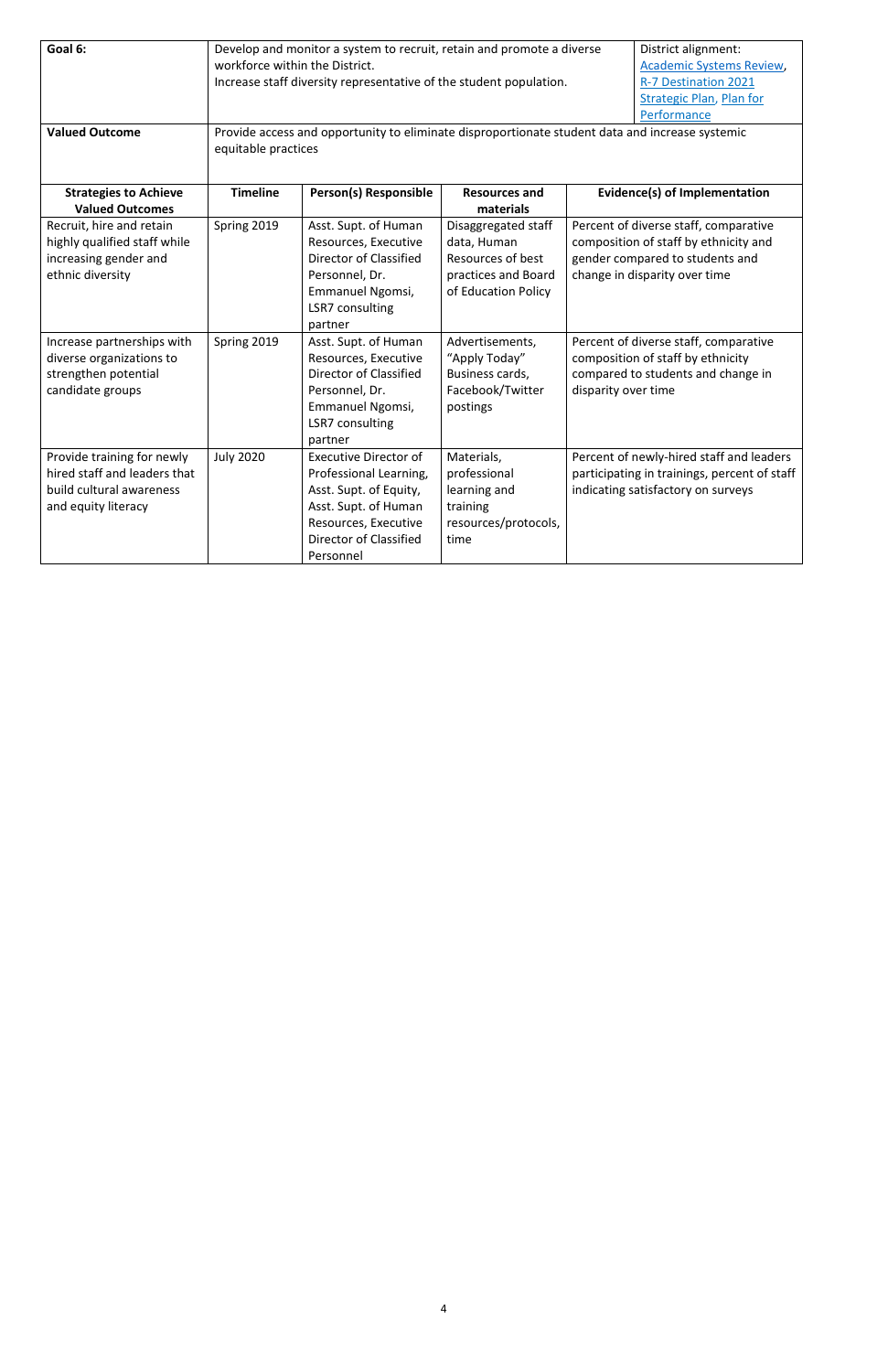| | | | | |
|---|---|---|---|---|
| **Goal 6:** | Develop and monitor a system to recruit, retain and promote a diverse workforce within the District.<br>Increase staff diversity representative of the student population. | | | District alignment:<br>Academic Systems Review, R-7 Destination 2021 Strategic Plan, Plan for Performance |
| **Valued Outcome** | Provide access and opportunity to eliminate disproportionate student data and increase systemic equitable practices | | | |
| **Strategies to Achieve Valued Outcomes** | **Timeline** | **Person(s) Responsible** | **Resources and materials** | **Evidence(s) of Implementation** |
| Recruit, hire and retain highly qualified staff while increasing gender and ethnic diversity | Spring 2019 | Asst. Supt. of Human Resources, Executive Director of Classified Personnel, Dr. Emmanuel Ngomsi, LSR7 consulting partner | Disaggregated staff data, Human Resources of best practices and Board of Education Policy | Percent of diverse staff, comparative composition of staff by ethnicity and gender compared to students and change in disparity over time |
| Increase partnerships with diverse organizations to strengthen potential candidate groups | Spring 2019 | Asst. Supt. of Human Resources, Executive Director of Classified Personnel, Dr. Emmanuel Ngomsi, LSR7 consulting partner | Advertisements, "Apply Today" Business cards, Facebook/Twitter postings | Percent of diverse staff, comparative composition of staff by ethnicity compared to students and change in disparity over time |
| Provide training for newly hired staff and leaders that build cultural awareness and equity literacy | July 2020 | Executive Director of Professional Learning, Asst. Supt. of Equity, Asst. Supt. of Human Resources, Executive Director of Classified Personnel | Materials, professional learning and training resources/protocols, time | Percent of newly-hired staff and leaders participating in trainings, percent of staff indicating satisfactory on surveys |